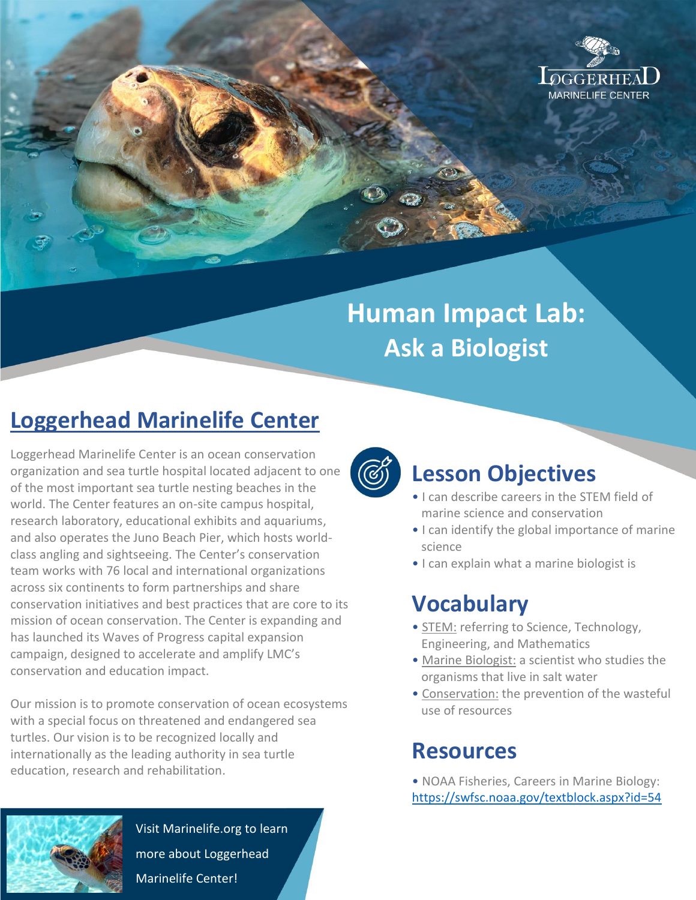# Human Impact Lab: Ask a Biologist

## Loggerhead Marinelife Center

Loggerhead Marinelife Center is an ocean conservation organization and sea turtle hospital located adjacent to one of the most important sea turtle nesting beaches in the world. The Center features an on-site campus hospital, research laboratory, educational exhibits and aquariums, and also operates the Juno Beach Pier, which hosts world-class angling and sightseeing. The Center's conservation team works with 76 local and international organizations across six continents to form partnerships and share conservation initiatives and best practices that are core to its mission of ocean conservation. The Center is expanding and has launched its Waves of Progress capital expansion campaign, designed to accelerate and amplify LMC's conservation and education impact.

Our mission is to promote conservation of ocean ecosystems with a special focus on threatened and endangered sea turtles. Our vision is to be recognized locally and internationally as the leading authority in sea turtle education, research and rehabilitation.

Visit Marinelife.org to learn more about Loggerhead Marinelife Center!

## Lesson Objectives

- I can describe careers in the STEM field of marine science and conservation
- I can identify the global importance of marine science
- I can explain what a marine biologist is

## Vocabulary

- STEM: referring to Science, Technology, Engineering, and Mathematics
- Marine Biologist: a scientist who studies the organisms that live in salt water
- Conservation: the prevention of the wasteful use of resources

## Resources

- NOAA Fisheries, Careers in Marine Biology: https://swfsc.noaa.gov/textblock.aspx?id=54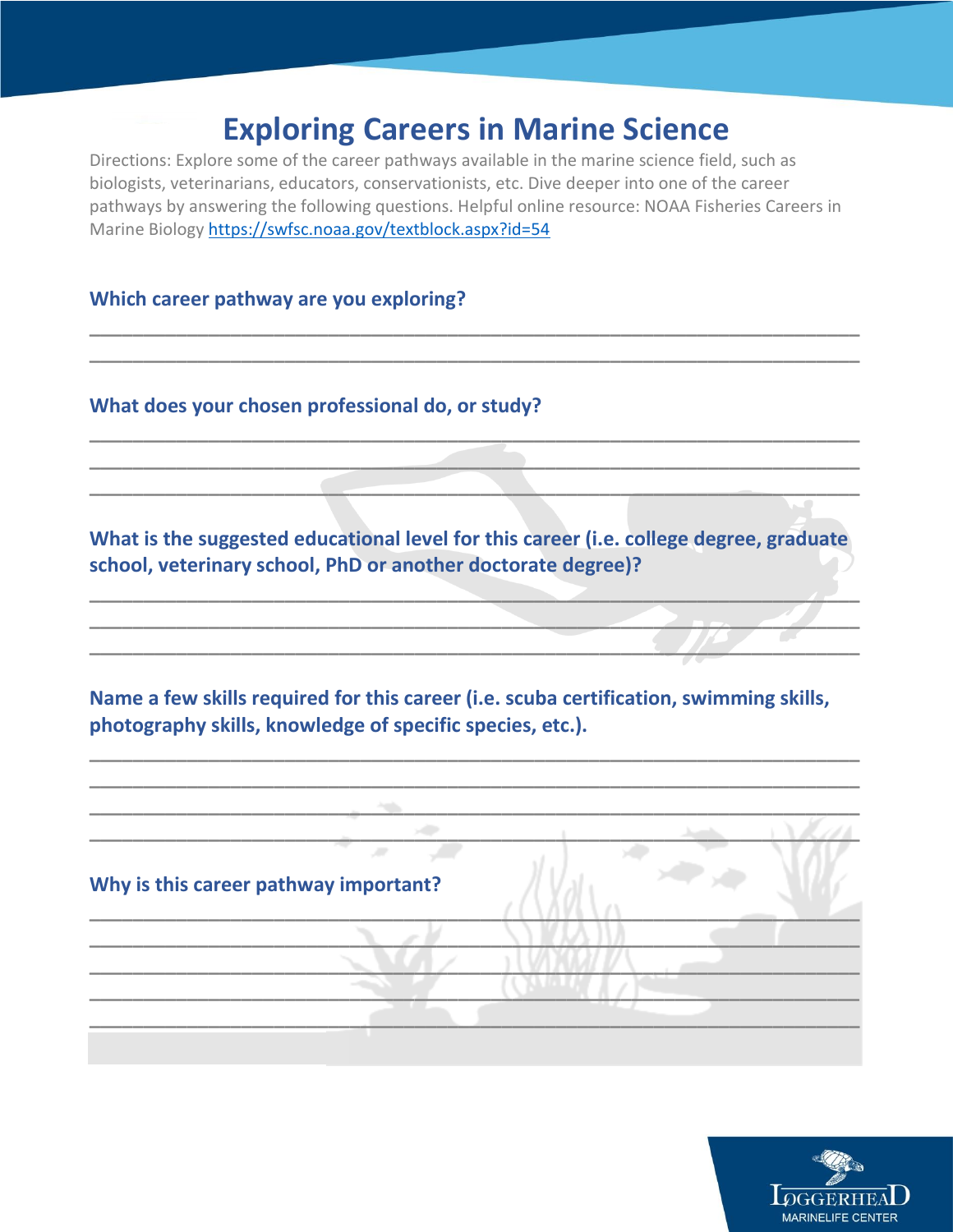# Exploring Careers in Marine Science

Directions: Explore some of the career pathways available in the marine science field, such as biologists, veterinarians, educators, conservationists, etc. Dive deeper into one of the career pathways by answering the following questions. Helpful online resource: NOAA Fisheries Careers in Marine Biology [https://swfsc.noaa.gov/textblock.aspx?id=54](https://swfsc.noaa.gov/textblock.aspx?id=54)

**Which career pathway are you exploring?**

______________________________________________________________________________

______________________________________________________________________________

**What does your chosen professional do, or study?**

______________________________________________________________________________

______________________________________________________________________________

______________________________________________________________________________

**What is the suggested educational level for this career (i.e. college degree, graduate school, veterinary school, PhD or another doctorate degree)?**

______________________________________________________________________________

______________________________________________________________________________

______________________________________________________________________________

**Name a few skills required for this career (i.e. scuba certification, swimming skills, photography skills, knowledge of specific species, etc.).**

______________________________________________________________________________

______________________________________________________________________________

______________________________________________________________________________

______________________________________________________________________________

**Why is this career pathway important?**

______________________________________________________________________________

______________________________________________________________________________

______________________________________________________________________________

______________________________________________________________________________

______________________________________________________________________________

LOGGERHEAD MARINELIFE CENTER